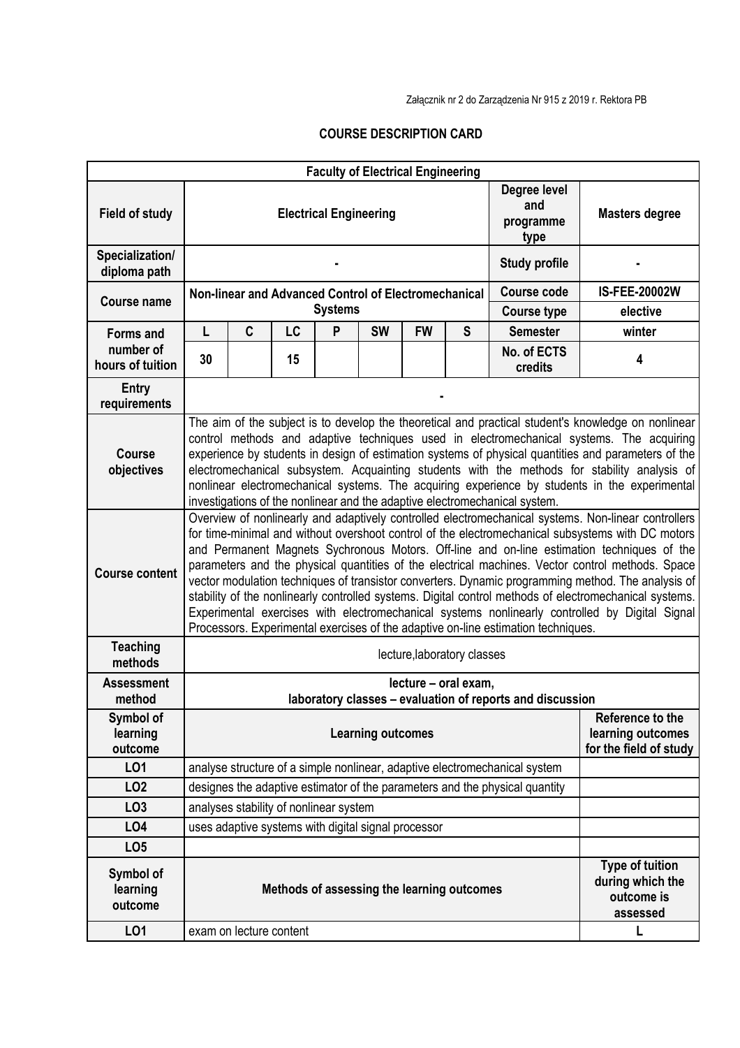Załącznik nr 2 do Zarządzenia Nr 915 z 2019 r. Rektora PB

# COURSE DESCRIPTION CARD

| **Faculty of Electrical Engineering** | | | | | | | | | |
|---|---|---|---|---|---|---|---|---|---|
| **Field of study** | **Electrical Engineering** | | | | | | | **Degree level and programme type** | **Masters degree** |
| **Specialization/ diploma path** | **-** | | | | | | | **Study profile** | **-** |
| **Course name** | **Non-linear and Advanced Control of Electromechanical Systems** | | | | | | | **Course code** | **IS-FEE-20002W** |
| | | | | | | | | **Course type** | **elective** |
| **Forms and number of hours of tuition** | **L** | **C** | **LC** | **P** | **SW** | **FW** | **S** | **Semester** | **winter** |
| | **30** | | **15** | | | | | **No. of ECTS credits** | **4** |
| **Entry requirements** | **-** | | | | | | | | |
| **Course objectives** | The aim of the subject is to develop the theoretical and practical student's knowledge on nonlinear control methods and adaptive techniques used in electromechanical systems. The acquiring experience by students in design of estimation systems of physical quantities and parameters of the electromechanical subsystem. Acquainting students with the methods for stability analysis of nonlinear electromechanical systems. The acquiring experience by students in the experimental investigations of the nonlinear and the adaptive electromechanical system. | | | | | | | | |
| **Course content** | Overview of nonlinearly and adaptively controlled electromechanical systems. Non-linear controllers for time-minimal and without overshoot control of the electromechanical subsystems with DC motors and Permanent Magnets Sychronous Motors. Off-line and on-line estimation techniques of the parameters and the physical quantities of the electrical machines. Vector control methods. Space vector modulation techniques of transistor converters. Dynamic programming method. The analysis of stability of the nonlinearly controlled systems. Digital control methods of electromechanical systems. Experimental exercises with electromechanical systems nonlinearly controlled by Digital Signal Processors. Experimental exercises of the adaptive on-line estimation techniques. | | | | | | | | |
| **Teaching methods** | lecture,laboratory classes | | | | | | | | |
| **Assessment method** | **lecture – oral exam, laboratory classes – evaluation of reports and discussion** | | | | | | | | |
| **Symbol of learning outcome** | **Learning outcomes** | | | | | | | | **Reference to the learning outcomes for the field of study** |
| **LO1** | analyse structure of a simple nonlinear, adaptive electromechanical system | | | | | | | | |
| **LO2** | designes the adaptive estimator of the parameters and the physical quantity | | | | | | | | |
| **LO3** | analyses stability of nonlinear system | | | | | | | | |
| **LO4** | uses adaptive systems with digital signal processor | | | | | | | | |
| **LO5** | | | | | | | | | |
| **Symbol of learning outcome** | **Methods of assessing the learning outcomes** | | | | | | | | **Type of tuition during which the outcome is assessed** |
| **LO1** | exam on lecture content | | | | | | | | **L** |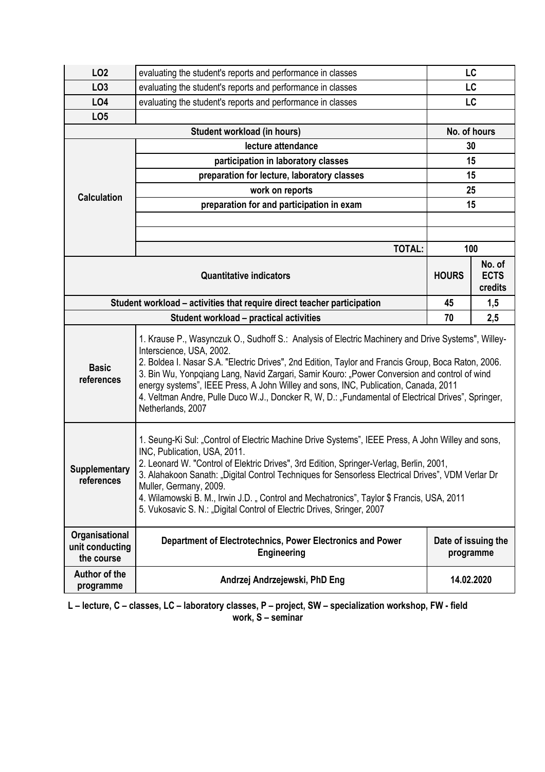| | | |
|---|---|---|
| **LO2** | evaluating the student's reports and performance in classes | **LC** |
| **LO3** | evaluating the student's reports and performance in classes | **LC** |
| **LO4** | evaluating the student's reports and performance in classes | **LC** |
| **LO5** | | |

| | | | |
|---|---|---|---|
| **Student workload (in hours)** | | **No. of hours** | |
| **Calculation** | **lecture attendance** | **30** | |
| | **participation in laboratory classes** | **15** | |
| | **preparation for lecture, laboratory classes** | **15** | |
| | **work on reports** | **25** | |
| | **preparation for and participation in exam** | **15** | |
| | | | |
| | | | |
| | **TOTAL:** | **100** | |
| **Quantitative indicators** | | **HOURS** | **No. of ECTS credits** |
| **Student workload – activities that require direct teacher participation** | | **45** | **1,5** |
| **Student workload – practical activities** | | **70** | **2,5** |

| | |
|---|---|
| **Basic references** | 1. Krause P., Wasynczuk O., Sudhoff S.: Analysis of Electric Machinery and Drive Systems", Willey-Interscience, USA, 2002.<br>2. Boldea I. Nasar S.A. "Electric Drives", 2nd Edition, Taylor and Francis Group, Boca Raton, 2006.<br>3. Bin Wu, Yonpqiang Lang, Navid Zargari, Samir Kouro: „Power Conversion and control of wind energy systems", IEEE Press, A John Willey and sons, INC, Publication, Canada, 2011<br>4. Veltman Andre, Pulle Duco W.J., Doncker R, W, D.: „Fundamental of Electrical Drives", Springer, Netherlands, 2007 |
| **Supplementary references** | 1. Seung-Ki Sul: „Control of Electric Machine Drive Systems", IEEE Press, A John Willey and sons, INC, Publication, USA, 2011.<br>2. Leonard W. "Control of Elektric Drives", 3rd Edition, Springer-Verlag, Berlin, 2001,<br>3. Alahakoon Sanath: „Digital Control Techniques for Sensorless Electrical Drives", VDM Verlar Dr Muller, Germany, 2009.<br>4. Wilamowski B. M., Irwin J.D. „ Control and Mechatronics", Taylor $ Francis, USA, 2011<br>5. Vukosavic S. N.: „Digital Control of Electric Drives, Sringer, 2007 |

| | | |
|---|---|---|
| **Organisational unit conducting the course** | **Department of Electrotechnics, Power Electronics and Power Engineering** | **Date of issuing the programme** |
| **Author of the programme** | **Andrzej Andrzejewski, PhD Eng** | **14.02.2020** |

**L – lecture, C – classes, LC – laboratory classes, P – project, SW – specialization workshop, FW - field work, S – seminar**